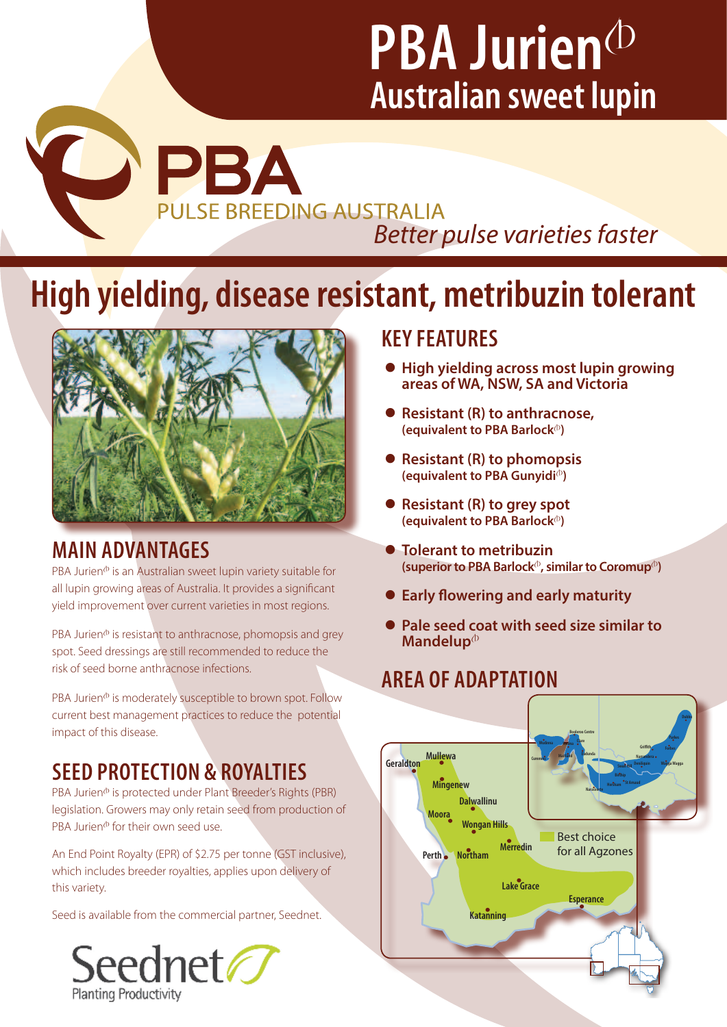# PBA Jurien$^{\text{Ⓓ}}$
## Australian sweet lupin

PBA
PULSE BREEDING AUSTRALIA
*Better pulse varieties faster*

# High yielding, disease resistant, metribuzin tolerant

## MAIN ADVANTAGES

PBA JurienⒹ is an Australian sweet lupin variety suitable for all lupin growing areas of Australia. It provides a significant yield improvement over current varieties in most regions.

PBA JurienⒹ is resistant to anthracnose, phomopsis and grey spot. Seed dressings are still recommended to reduce the risk of seed borne anthracnose infections.

PBA JurienⒹ is moderately susceptible to brown spot. Follow current best management practices to reduce the potential impact of this disease.

## SEED PROTECTION & ROYALTIES

PBA JurienⒹ is protected under Plant Breeder's Rights (PBR) legislation. Growers may only retain seed from production of PBA JurienⒹ for their own seed use.

An End Point Royalty (EPR) of $2.75 per tonne (GST inclusive), which includes breeder royalties, applies upon delivery of this variety.

Seed is available from the commercial partner, Seednet.

Seednet
Planting Productivity

## KEY FEATURES

- **High yielding across most lupin growing areas of WA, NSW, SA and Victoria**
- **Resistant (R) to anthracnose,** (equivalent to PBA BarlockⒹ)
- **Resistant (R) to phomopsis** (equivalent to PBA GunyidiⒹ)
- **Resistant (R) to grey spot** (equivalent to PBA BarlockⒹ)
- **Tolerant to metribuzin** (superior to PBA BarlockⒹ, similar to CoromupⒹ)
- **Early flowering and early maturity**
- **Pale seed coat with seed size similar to MandelupⒹ**

## AREA OF ADAPTATION

Geraldton, Mullewa, Mingenew, Dalwallinu, Moora, Wongan Hills, Merredin, Perth, Northam, Lake Grace, Esperance, Katanning

Best choice for all Agzones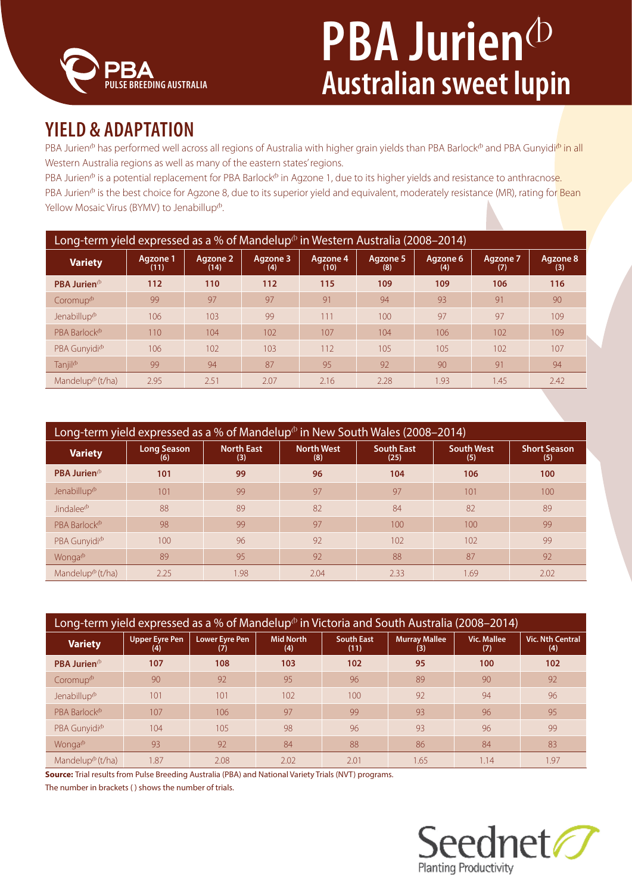# PBA Jurien⍦ Australian sweet lupin

## YIELD & ADAPTATION

PBA Jurien⍦ has performed well across all regions of Australia with higher grain yields than PBA Barlock⍦ and PBA Gunyidi⍦ in all Western Australia regions as well as many of the eastern states' regions.

PBA Jurien⍦ is a potential replacement for PBA Barlock⍦ in Agzone 1, due to its higher yields and resistance to anthracnose.

PBA Jurien⍦ is the best choice for Agzone 8, due to its superior yield and equivalent, moderately resistance (MR), rating for Bean Yellow Mosaic Virus (BYMV) to Jenabillup⍦.

Long-term yield expressed as a % of Mandelup⍦ in Western Australia (2008–2014)

| Variety | Agzone 1 (11) | Agzone 2 (14) | Agzone 3 (4) | Agzone 4 (10) | Agzone 5 (8) | Agzone 6 (4) | Agzone 7 (7) | Agzone 8 (3) |
|---|---|---|---|---|---|---|---|---|
| **PBA Jurien⍦** | **112** | **110** | **112** | **115** | **109** | **109** | **106** | **116** |
| Coromup⍦ | 99 | 97 | 97 | 91 | 94 | 93 | 91 | 90 |
| Jenabillup⍦ | 106 | 103 | 99 | 111 | 100 | 97 | 97 | 109 |
| PBA Barlock⍦ | 110 | 104 | 102 | 107 | 104 | 106 | 102 | 109 |
| PBA Gunyidi⍦ | 106 | 102 | 103 | 112 | 105 | 105 | 102 | 107 |
| Tanjil⍦ | 99 | 94 | 87 | 95 | 92 | 90 | 91 | 94 |
| Mandelup⍦ (t/ha) | 2.95 | 2.51 | 2.07 | 2.16 | 2.28 | 1.93 | 1.45 | 2.42 |

Long-term yield expressed as a % of Mandelup⍦ in New South Wales (2008–2014)

| Variety | Long Season (6) | North East (3) | North West (8) | South East (25) | South West (5) | Short Season (5) |
|---|---|---|---|---|---|---|
| **PBA Jurien⍦** | **101** | **99** | **96** | **104** | **106** | **100** |
| Jenabillup⍦ | 101 | 99 | 97 | 97 | 101 | 100 |
| Jindalee⍦ | 88 | 89 | 82 | 84 | 82 | 89 |
| PBA Barlock⍦ | 98 | 99 | 97 | 100 | 100 | 99 |
| PBA Gunyidi⍦ | 100 | 96 | 92 | 102 | 102 | 99 |
| Wonga⍦ | 89 | 95 | 92 | 88 | 87 | 92 |
| Mandelup⍦ (t/ha) | 2.25 | 1.98 | 2.04 | 2.33 | 1.69 | 2.02 |

Long-term yield expressed as a % of Mandelup⍦ in Victoria and South Australia (2008–2014)

| Variety | Upper Eyre Pen (4) | Lower Eyre Pen (7) | Mid North (4) | South East (11) | Murray Mallee (3) | Vic. Mallee (7) | Vic. Nth Central (4) |
|---|---|---|---|---|---|---|---|
| **PBA Jurien⍦** | **107** | **108** | **103** | **102** | **95** | **100** | **102** |
| Coromup⍦ | 90 | 92 | 95 | 96 | 89 | 90 | 92 |
| Jenabillup⍦ | 101 | 101 | 102 | 100 | 92 | 94 | 96 |
| PBA Barlock⍦ | 107 | 106 | 97 | 99 | 93 | 96 | 95 |
| PBA Gunyidi⍦ | 104 | 105 | 98 | 96 | 93 | 96 | 99 |
| Wonga⍦ | 93 | 92 | 84 | 88 | 86 | 84 | 83 |
| Mandelup⍦ (t/ha) | 1.87 | 2.08 | 2.02 | 2.01 | 1.65 | 1.14 | 1.97 |

**Source:** Trial results from Pulse Breeding Australia (PBA) and National Variety Trials (NVT) programs.

The number in brackets ( ) shows the number of trials.

Seednet Planting Productivity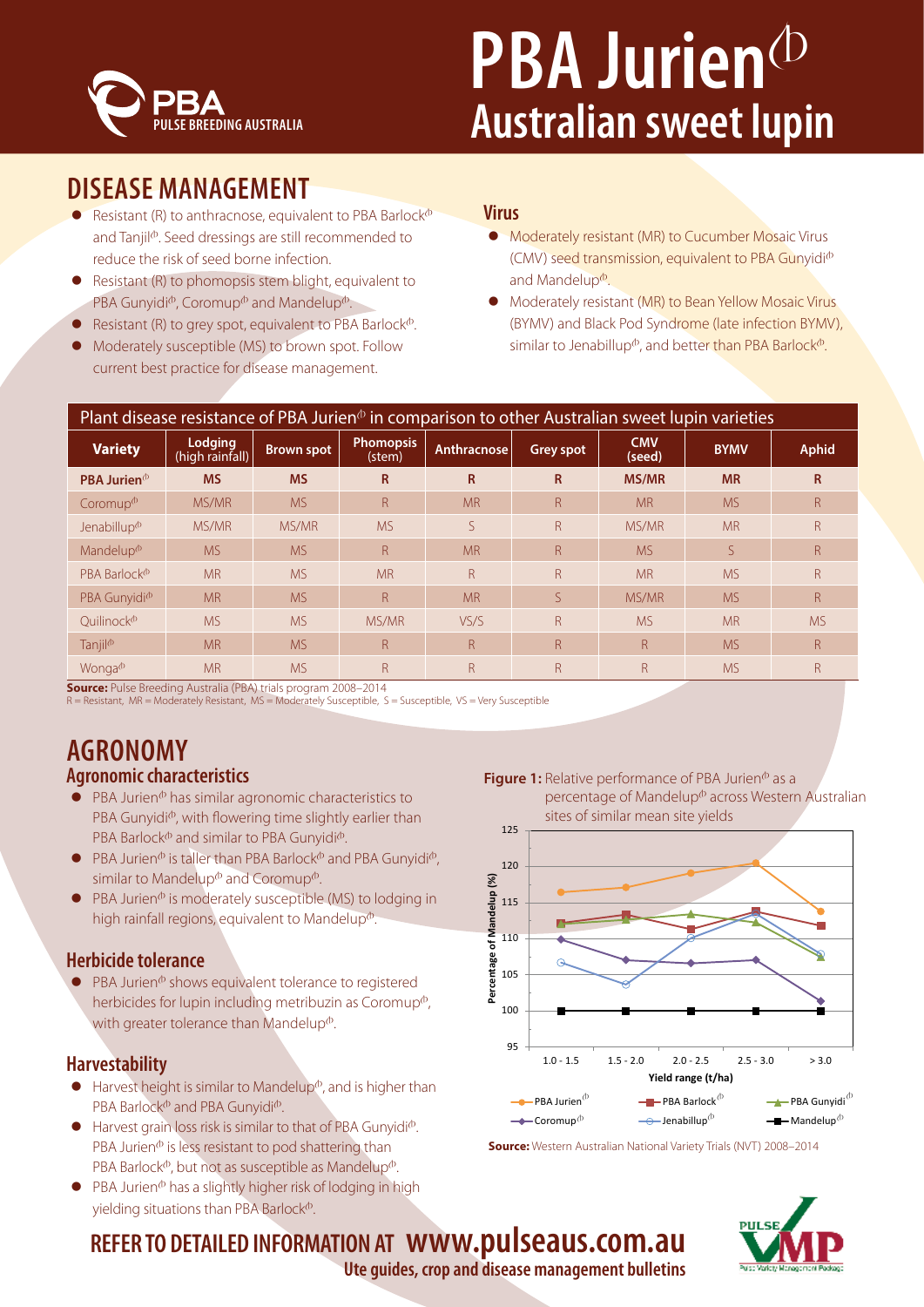# PBA Jurien<sup>⊕</sup>

## Australian sweet lupin

## DISEASE MANAGEMENT

- Resistant (R) to anthracnose, equivalent to PBA Barlock⊕ and Tanjil⊕. Seed dressings are still recommended to reduce the risk of seed borne infection.
- Resistant (R) to phomopsis stem blight, equivalent to PBA Gunyidi⊕, Coromup⊕ and Mandelup⊕.
- Resistant (R) to grey spot, equivalent to PBA Barlock⊕.
- Moderately susceptible (MS) to brown spot. Follow current best practice for disease management.

### Virus

- Moderately resistant (MR) to Cucumber Mosaic Virus (CMV) seed transmission, equivalent to PBA Gunyidi⊕ and Mandelup⊕.
- Moderately resistant (MR) to Bean Yellow Mosaic Virus (BYMV) and Black Pod Syndrome (late infection BYMV), similar to Jenabillup⊕, and better than PBA Barlock⊕.

**Plant disease resistance of PBA Jurien⊕ in comparison to other Australian sweet lupin varieties**

| Variety | Lodging (high rainfall) | Brown spot | Phomopsis (stem) | Anthracnose | Grey spot | CMV (seed) | BYMV | Aphid |
|---|---|---|---|---|---|---|---|---|
| **PBA Jurien⊕** | **MS** | **MS** | **R** | **R** | **R** | **MS/MR** | **MR** | **R** |
| Coromup⊕ | MS/MR | MS | R | MR | R | MR | MS | R |
| Jenabillup⊕ | MS/MR | MS/MR | MS | S | R | MS/MR | MR | R |
| Mandelup⊕ | MS | MS | R | MR | R | MS | S | R |
| PBA Barlock⊕ | MR | MS | MR | R | R | MR | MS | R |
| PBA Gunyidi⊕ | MR | MS | R | MR | S | MS/MR | MS | R |
| Quilinock⊕ | MS | MS | MS/MR | VS/S | R | MS | MR | MS |
| Tanjil⊕ | MR | MS | R | R | R | R | MS | R |
| Wonga⊕ | MR | MS | R | R | R | R | MS | R |

**Source:** Pulse Breeding Australia (PBA) trials program 2008–2014
R = Resistant, MR = Moderately Resistant, MS = Moderately Susceptible, S = Susceptible, VS = Very Susceptible

## AGRONOMY

### Agronomic characteristics

- PBA Jurien⊕ has similar agronomic characteristics to PBA Gunyidi⊕, with flowering time slightly earlier than PBA Barlock⊕ and similar to PBA Gunyidi⊕.
- PBA Jurien⊕ is taller than PBA Barlock⊕ and PBA Gunyidi⊕, similar to Mandelup⊕ and Coromup⊕.
- PBA Jurien⊕ is moderately susceptible (MS) to lodging in high rainfall regions, equivalent to Mandelup⊕.

### Herbicide tolerance

- PBA Jurien⊕ shows equivalent tolerance to registered herbicides for lupin including metribuzin as Coromup⊕, with greater tolerance than Mandelup⊕.

### Harvestability

- Harvest height is similar to Mandelup⊕, and is higher than PBA Barlock⊕ and PBA Gunyidi⊕.
- Harvest grain loss risk is similar to that of PBA Gunyidi⊕. PBA Jurien⊕ is less resistant to pod shattering than PBA Barlock⊕, but not as susceptible as Mandelup⊕.
- PBA Jurien⊕ has a slightly higher risk of lodging in high yielding situations than PBA Barlock⊕.

**Figure 1:** Relative performance of PBA Jurien⊕ as a percentage of Mandelup⊕ across Western Australian sites of similar mean site yields

| Yield range (t/ha) | PBA Jurien⊕ | PBA Barlock⊕ | PBA Gunyidi⊕ | Coromup⊕ | Jenabillup⊕ | Mandelup⊕ |
|---|---|---|---|---|---|---|
| 1.0 - 1.5 | 116.4 | 112.2 | 112.0 | 109.8 | 106.6 | 100 |
| 1.5 - 2.0 | 117.0 | 113.3 | 112.7 | 107.0 | 103.6 | 100 |
| 2.0 - 2.5 | 119.0 | 111.4 | 113.3 | 106.6 | 110.0 | 100 |
| 2.5 - 3.0 | 120.4 | 113.8 | 112.3 | 107.0 | 113.5 | 100 |
| > 3.0 | 113.8 | 111.8 | 107.3 | 101.3 | 107.8 | 100 |

**Source:** Western Australian National Variety Trials (NVT) 2008–2014

**REFER TO DETAILED INFORMATION AT www.pulseaus.com.au**
**Ute guides, crop and disease management bulletins**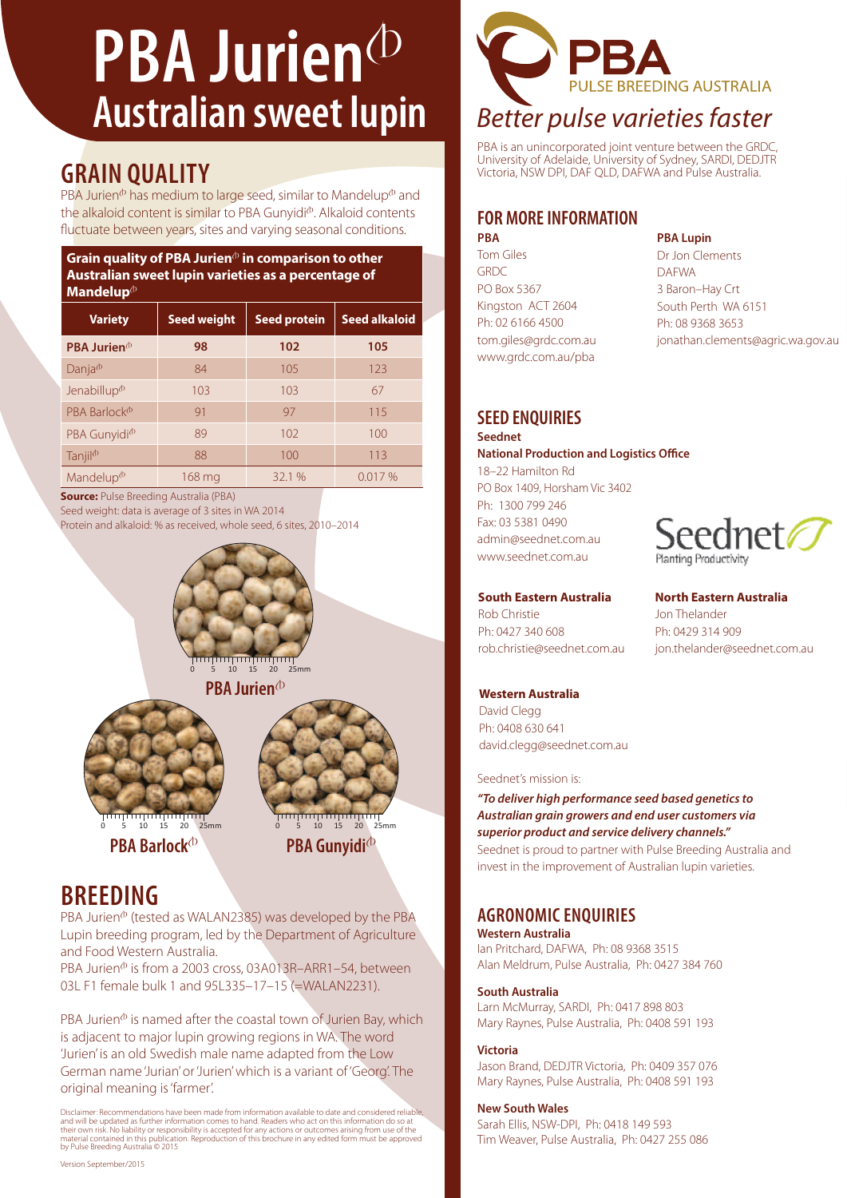# PBA Jurien⟨PBR⟩

## Australian sweet lupin

## GRAIN QUALITY

PBA Jurien⟨PBR⟩ has medium to large seed, similar to Mandelup⟨PBR⟩ and the alkaloid content is similar to PBA Gunyidi⟨PBR⟩. Alkaloid contents fluctuate between years, sites and varying seasonal conditions.

**Grain quality of PBA Jurien⟨PBR⟩ in comparison to other Australian sweet lupin varieties as a percentage of Mandelup⟨PBR⟩**

| Variety | Seed weight | Seed protein | Seed alkaloid |
|---|---|---|---|
| **PBA Jurien⟨PBR⟩** | **98** | **102** | **105** |
| Danja⟨PBR⟩ | 84 | 105 | 123 |
| Jenabillup⟨PBR⟩ | 103 | 103 | 67 |
| PBA Barlock⟨PBR⟩ | 91 | 97 | 115 |
| PBA Gunyidi⟨PBR⟩ | 89 | 102 | 100 |
| Tanjil⟨PBR⟩ | 88 | 100 | 113 |
| Mandelup⟨PBR⟩ | 168 mg | 32.1 % | 0.017 % |

**Source:** Pulse Breeding Australia (PBA)
Seed weight: data is average of 3 sites in WA 2014
Protein and alkaloid: % as received, whole seed, 6 sites, 2010–2014

0 5 10 15 20 25mm

**PBA Jurien⟨PBR⟩**

0 5 10 15 20 25mm

**PBA Barlock⟨PBR⟩**

0 5 10 15 20 25mm

**PBA Gunyidi⟨PBR⟩**

## BREEDING

PBA Jurien⟨PBR⟩ (tested as WALAN2385) was developed by the PBA Lupin breeding program, led by the Department of Agriculture and Food Western Australia.

PBA Jurien⟨PBR⟩ is from a 2003 cross, 03A013R–ARR1–54, between 03L F1 female bulk 1 and 95L335–17–15 (=WALAN2231).

PBA Jurien⟨PBR⟩ is named after the coastal town of Jurien Bay, which is adjacent to major lupin growing regions in WA. The word 'Jurien' is an old Swedish male name adapted from the Low German name 'Jurian' or 'Jurien' which is a variant of 'Georg'. The original meaning is 'farmer'.

Disclaimer: Recommendations have been made from information available to date and considered reliable, and will be updated as further information comes to hand. Readers who act on this information do so at their own risk. No liability or responsibility is accepted for any actions or outcomes arising from use of the material contained in this publication. Reproduction of this brochure in any edited form must be approved by Pulse Breeding Australia © 2015

Version September/2015

**PBA**
PULSE BREEDING AUSTRALIA

*Better pulse varieties faster*

PBA is an unincorporated joint venture between the GRDC, University of Adelaide, University of Sydney, SARDI, DEDJTR Victoria, NSW DPI, DAF QLD, DAFWA and Pulse Australia.

## FOR MORE INFORMATION

**PBA**
Tom Giles
GRDC
PO Box 5367
Kingston ACT 2604
Ph: 02 6166 4500
tom.giles@grdc.com.au
www.grdc.com.au/pba

**PBA Lupin**
Dr Jon Clements
DAFWA
3 Baron–Hay Crt
South Perth WA 6151
Ph: 08 9368 3653
jonathan.clements@agric.wa.gov.au

## SEED ENQUIRIES

**Seednet**
**National Production and Logistics Office**
18–22 Hamilton Rd
PO Box 1409, Horsham Vic 3402
Ph: 1300 799 246
Fax: 03 5381 0490
admin@seednet.com.au
www.seednet.com.au

Seednet
Planting Productivity

**South Eastern Australia**
Rob Christie
Ph: 0427 340 608
rob.christie@seednet.com.au

**North Eastern Australia**
Jon Thelander
Ph: 0429 314 909
jon.thelander@seednet.com.au

**Western Australia**
David Clegg
Ph: 0408 630 641
david.clegg@seednet.com.au

Seednet's mission is:

***"To deliver high performance seed based genetics to Australian grain growers and end user customers via superior product and service delivery channels."***
Seednet is proud to partner with Pulse Breeding Australia and invest in the improvement of Australian lupin varieties.

## AGRONOMIC ENQUIRIES

**Western Australia**
Ian Pritchard, DAFWA, Ph: 08 9368 3515
Alan Meldrum, Pulse Australia, Ph: 0427 384 760

**South Australia**
Larn McMurray, SARDI, Ph: 0417 898 803
Mary Raynes, Pulse Australia, Ph: 0408 591 193

**Victoria**
Jason Brand, DEDJTR Victoria, Ph: 0409 357 076
Mary Raynes, Pulse Australia, Ph: 0408 591 193

**New South Wales**
Sarah Ellis, NSW-DPI, Ph: 0418 149 593
Tim Weaver, Pulse Australia, Ph: 0427 255 086